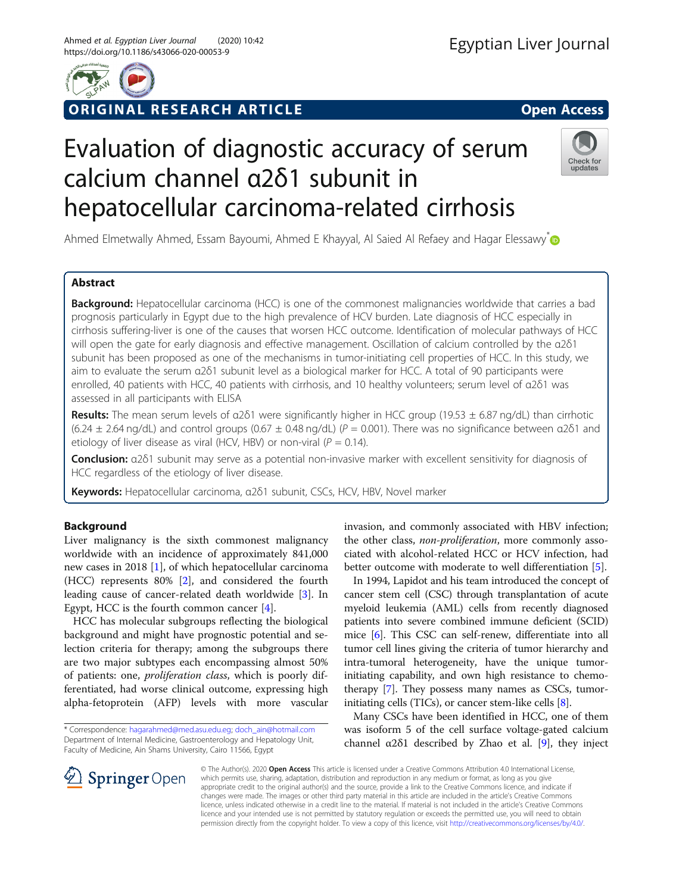ORIGINAL RESEARCH ARTICLE

Open Access

# Evaluation of diagnostic accuracy of serum calcium channel α2δ1 subunit in hepatocellular carcinoma-related cirrhosis

Ahmed Elmetwally Ahmed, Essam Bayoumi, Ahmed E Khayyal, Al Saied Al Refaey and Hagar Elessawy*

## Abstract

**Background:** Hepatocellular carcinoma (HCC) is one of the commonest malignancies worldwide that carries a bad prognosis particularly in Egypt due to the high prevalence of HCV burden. Late diagnosis of HCC especially in cirrhosis suffering-liver is one of the causes that worsen HCC outcome. Identification of molecular pathways of HCC will open the gate for early diagnosis and effective management. Oscillation of calcium controlled by the α2δ1 subunit has been proposed as one of the mechanisms in tumor-initiating cell properties of HCC. In this study, we aim to evaluate the serum α2δ1 subunit level as a biological marker for HCC. A total of 90 participants were enrolled, 40 patients with HCC, 40 patients with cirrhosis, and 10 healthy volunteers; serum level of α2δ1 was assessed in all participants with ELISA

**Results:** The mean serum levels of α2δ1 were significantly higher in HCC group (19.53 ± 6.87 ng/dL) than cirrhotic (6.24 ± 2.64 ng/dL) and control groups (0.67 ± 0.48 ng/dL) ($P = 0.001$). There was no significance between α2δ1 and etiology of liver disease as viral (HCV, HBV) or non-viral ($P = 0.14$).

**Conclusion:** α2δ1 subunit may serve as a potential non-invasive marker with excellent sensitivity for diagnosis of HCC regardless of the etiology of liver disease.

**Keywords:** Hepatocellular carcinoma, α2δ1 subunit, CSCs, HCV, HBV, Novel marker

## Background

Liver malignancy is the sixth commonest malignancy worldwide with an incidence of approximately 841,000 new cases in 2018 [1], of which hepatocellular carcinoma (HCC) represents 80% [2], and considered the fourth leading cause of cancer-related death worldwide [3]. In Egypt, HCC is the fourth common cancer [4].

HCC has molecular subgroups reflecting the biological background and might have prognostic potential and selection criteria for therapy; among the subgroups there are two major subtypes each encompassing almost 50% of patients: one, *proliferation class*, which is poorly differentiated, had worse clinical outcome, expressing high alpha-fetoprotein (AFP) levels with more vascular invasion, and commonly associated with HBV infection; the other class, *non-proliferation*, more commonly associated with alcohol-related HCC or HCV infection, had better outcome with moderate to well differentiation [5].

In 1994, Lapidot and his team introduced the concept of cancer stem cell (CSC) through transplantation of acute myeloid leukemia (AML) cells from recently diagnosed patients into severe combined immune deficient (SCID) mice [6]. This CSC can self-renew, differentiate into all tumor cell lines giving the criteria of tumor hierarchy and intra-tumoral heterogeneity, have the unique tumor-initiating capability, and own high resistance to chemotherapy [7]. They possess many names as CSCs, tumor-initiating cells (TICs), or cancer stem-like cells [8].

Many CSCs have been identified in HCC, one of them was isoform 5 of the cell surface voltage-gated calcium channel α2δ1 described by Zhao et al. [9], they inject

* Correspondence: hagarahmed@med.asu.edu.eg; doch_ain@hotmail.com
Department of Internal Medicine, Gastroenterology and Hepatology Unit, Faculty of Medicine, Ain Shams University, Cairo 11566, Egypt

© The Author(s). 2020 **Open Access** This article is licensed under a Creative Commons Attribution 4.0 International License, which permits use, sharing, adaptation, distribution and reproduction in any medium or format, as long as you give appropriate credit to the original author(s) and the source, provide a link to the Creative Commons licence, and indicate if changes were made. The images or other third party material in this article are included in the article's Creative Commons licence, unless indicated otherwise in a credit line to the material. If material is not included in the article's Creative Commons licence and your intended use is not permitted by statutory regulation or exceeds the permitted use, you will need to obtain permission directly from the copyright holder. To view a copy of this licence, visit http://creativecommons.org/licenses/by/4.0/.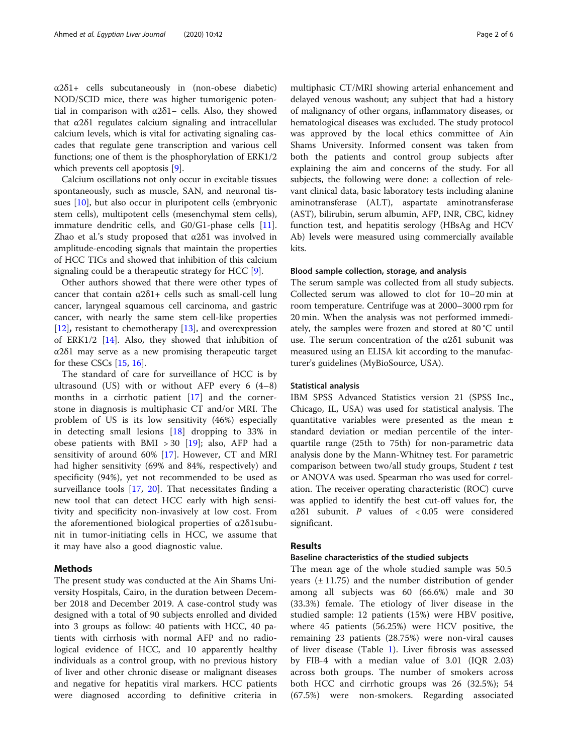α2δ1+ cells subcutaneously in (non-obese diabetic) NOD/SCID mice, there was higher tumorigenic potential in comparison with α2δ1− cells. Also, they showed that α2δ1 regulates calcium signaling and intracellular calcium levels, which is vital for activating signaling cascades that regulate gene transcription and various cell functions; one of them is the phosphorylation of ERK1/2 which prevents cell apoptosis [9].

Calcium oscillations not only occur in excitable tissues spontaneously, such as muscle, SAN, and neuronal tissues [10], but also occur in pluripotent cells (embryonic stem cells), multipotent cells (mesenchymal stem cells), immature dendritic cells, and G0/G1-phase cells [11]. Zhao et al.'s study proposed that α2δ1 was involved in amplitude-encoding signals that maintain the properties of HCC TICs and showed that inhibition of this calcium signaling could be a therapeutic strategy for HCC [9].

Other authors showed that there were other types of cancer that contain α2δ1+ cells such as small-cell lung cancer, laryngeal squamous cell carcinoma, and gastric cancer, with nearly the same stem cell-like properties [12], resistant to chemotherapy [13], and overexpression of ERK1/2 [14]. Also, they showed that inhibition of α2δ1 may serve as a new promising therapeutic target for these CSCs [15, 16].

The standard of care for surveillance of HCC is by ultrasound (US) with or without AFP every 6 (4–8) months in a cirrhotic patient [17] and the cornerstone in diagnosis is multiphasic CT and/or MRI. The problem of US is its low sensitivity (46%) especially in detecting small lesions [18] dropping to 33% in obese patients with BMI > 30 [19]; also, AFP had a sensitivity of around 60% [17]. However, CT and MRI had higher sensitivity (69% and 84%, respectively) and specificity (94%), yet not recommended to be used as surveillance tools [17, 20]. That necessitates finding a new tool that can detect HCC early with high sensitivity and specificity non-invasively at low cost. From the aforementioned biological properties of α2δ1subunit in tumor-initiating cells in HCC, we assume that it may have also a good diagnostic value.

## Methods

The present study was conducted at the Ain Shams University Hospitals, Cairo, in the duration between December 2018 and December 2019. A case-control study was designed with a total of 90 subjects enrolled and divided into 3 groups as follow: 40 patients with HCC, 40 patients with cirrhosis with normal AFP and no radiological evidence of HCC, and 10 apparently healthy individuals as a control group, with no previous history of liver and other chronic disease or malignant diseases and negative for hepatitis viral markers. HCC patients were diagnosed according to definitive criteria in multiphasic CT/MRI showing arterial enhancement and delayed venous washout; any subject that had a history of malignancy of other organs, inflammatory diseases, or hematological diseases was excluded. The study protocol was approved by the local ethics committee of Ain Shams University. Informed consent was taken from both the patients and control group subjects after explaining the aim and concerns of the study. For all subjects, the following were done: a collection of relevant clinical data, basic laboratory tests including alanine aminotransferase (ALT), aspartate aminotransferase (AST), bilirubin, serum albumin, AFP, INR, CBC, kidney function test, and hepatitis serology (HBsAg and HCV Ab) levels were measured using commercially available kits.

### Blood sample collection, storage, and analysis

The serum sample was collected from all study subjects. Collected serum was allowed to clot for 10–20 min at room temperature. Centrifuge was at 2000–3000 rpm for 20 min. When the analysis was not performed immediately, the samples were frozen and stored at 80 °C until use. The serum concentration of the α2δ1 subunit was measured using an ELISA kit according to the manufacturer's guidelines (MyBioSource, USA).

### Statistical analysis

IBM SPSS Advanced Statistics version 21 (SPSS Inc., Chicago, IL, USA) was used for statistical analysis. The quantitative variables were presented as the mean ± standard deviation or median percentile of the interquartile range (25th to 75th) for non-parametric data analysis done by the Mann-Whitney test. For parametric comparison between two/all study groups, Student *t* test or ANOVA was used. Spearman rho was used for correlation. The receiver operating characteristic (ROC) curve was applied to identify the best cut-off values for, the α2δ1 subunit. *P* values of $< 0.05$ were considered significant.

## Results

### Baseline characteristics of the studied subjects

The mean age of the whole studied sample was 50.5 years (± 11.75) and the number distribution of gender among all subjects was 60 (66.6%) male and 30 (33.3%) female. The etiology of liver disease in the studied sample: 12 patients (15%) were HBV positive, where 45 patients (56.25%) were HCV positive, the remaining 23 patients (28.75%) were non-viral causes of liver disease (Table 1). Liver fibrosis was assessed by FIB-4 with a median value of 3.01 (IQR 2.03) across both groups. The number of smokers across both HCC and cirrhotic groups was 26 (32.5%); 54 (67.5%) were non-smokers. Regarding associated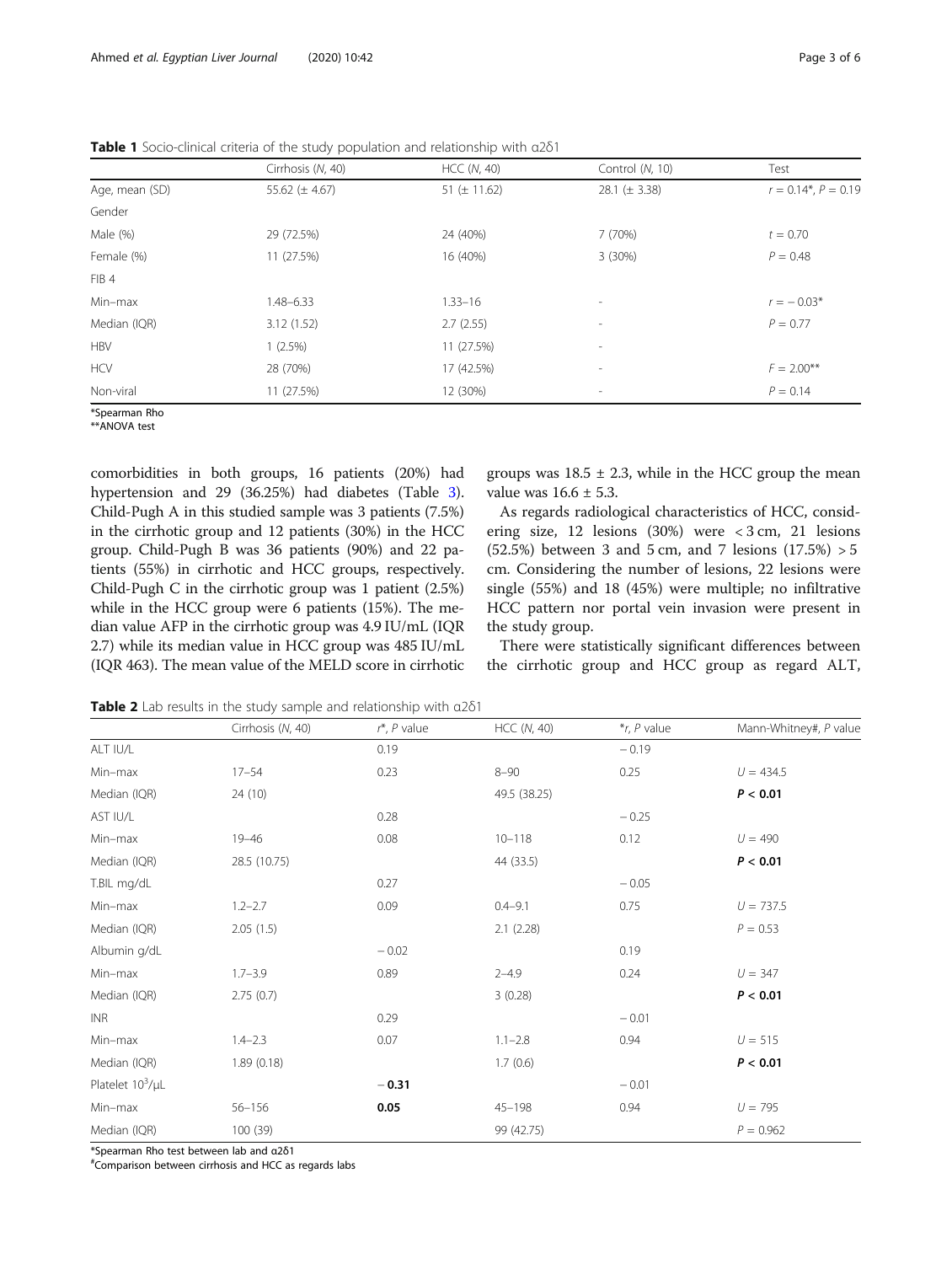**Table 1** Socio-clinical criteria of the study population and relationship with α2δ1

| | Cirrhosis (*N*, 40) | HCC (*N*, 40) | Control (*N*, 10) | Test |
|---|---|---|---|---|
| Age, mean (SD) | 55.62 (± 4.67) | 51 (± 11.62) | 28.1 (± 3.38) | *r* = 0.14*, *P* = 0.19 |
| Gender | | | | |
| Male (%) | 29 (72.5%) | 24 (40%) | 7 (70%) | *t* = 0.70 |
| Female (%) | 11 (27.5%) | 16 (40%) | 3 (30%) | *P* = 0.48 |
| FIB 4 | | | | |
| Min–max | 1.48–6.33 | 1.33–16 | - | *r* = − 0.03* |
| Median (IQR) | 3.12 (1.52) | 2.7 (2.55) | - | *P* = 0.77 |
| HBV | 1 (2.5%) | 11 (27.5%) | - | |
| HCV | 28 (70%) | 17 (42.5%) | - | *F* = 2.00** |
| Non-viral | 11 (27.5%) | 12 (30%) | - | *P* = 0.14 |

*Spearman Rho
**ANOVA test

comorbidities in both groups, 16 patients (20%) had hypertension and 29 (36.25%) had diabetes (Table 3). Child-Pugh A in this studied sample was 3 patients (7.5%) in the cirrhotic group and 12 patients (30%) in the HCC group. Child-Pugh B was 36 patients (90%) and 22 patients (55%) in cirrhotic and HCC groups, respectively. Child-Pugh C in the cirrhotic group was 1 patient (2.5%) while in the HCC group were 6 patients (15%). The median value AFP in the cirrhotic group was 4.9 IU/mL (IQR 2.7) while its median value in HCC group was 485 IU/mL (IQR 463). The mean value of the MELD score in cirrhotic groups was 18.5 ± 2.3, while in the HCC group the mean value was 16.6 ± 5.3.

As regards radiological characteristics of HCC, considering size, 12 lesions (30%) were < 3 cm, 21 lesions (52.5%) between 3 and 5 cm, and 7 lesions (17.5%) > 5 cm. Considering the number of lesions, 22 lesions were single (55%) and 18 (45%) were multiple; no infiltrative HCC pattern nor portal vein invasion were present in the study group.

There were statistically significant differences between the cirrhotic group and HCC group as regard ALT,

**Table 2** Lab results in the study sample and relationship with α2δ1

| | Cirrhosis (*N*, 40) | *r**, *P* value | HCC (*N*, 40) | **r*, *P* value | Mann-Whitney#, *P* value |
|---|---|---|---|---|---|
| ALT IU/L | | 0.19 | | − 0.19 | |
| Min–max | 17–54 | 0.23 | 8–90 | 0.25 | *U* = 434.5 |
| Median (IQR) | 24 (10) | | 49.5 (38.25) | | ***P* < 0.01** |
| AST IU/L | | 0.28 | | − 0.25 | |
| Min–max | 19–46 | 0.08 | 10–118 | 0.12 | *U* = 490 |
| Median (IQR) | 28.5 (10.75) | | 44 (33.5) | | ***P* < 0.01** |
| T.BIL mg/dL | | 0.27 | | − 0.05 | |
| Min–max | 1.2–2.7 | 0.09 | 0.4–9.1 | 0.75 | *U* = 737.5 |
| Median (IQR) | 2.05 (1.5) | | 2.1 (2.28) | | *P* = 0.53 |
| Albumin g/dL | | − 0.02 | | 0.19 | |
| Min–max | 1.7–3.9 | 0.89 | 2–4.9 | 0.24 | *U* = 347 |
| Median (IQR) | 2.75 (0.7) | | 3 (0.28) | | ***P* < 0.01** |
| INR | | 0.29 | | − 0.01 | |
| Min–max | 1.4–2.3 | 0.07 | 1.1–2.8 | 0.94 | *U* = 515 |
| Median (IQR) | 1.89 (0.18) | | 1.7 (0.6) | | ***P* < 0.01** |
| Platelet $10^3$/μL | | **− 0.31** | | − 0.01 | |
| Min–max | 56–156 | **0.05** | 45–198 | 0.94 | *U* = 795 |
| Median (IQR) | 100 (39) | | 99 (42.75) | | *P* = 0.962 |

*Spearman Rho test between lab and α2δ1
#Comparison between cirrhosis and HCC as regards labs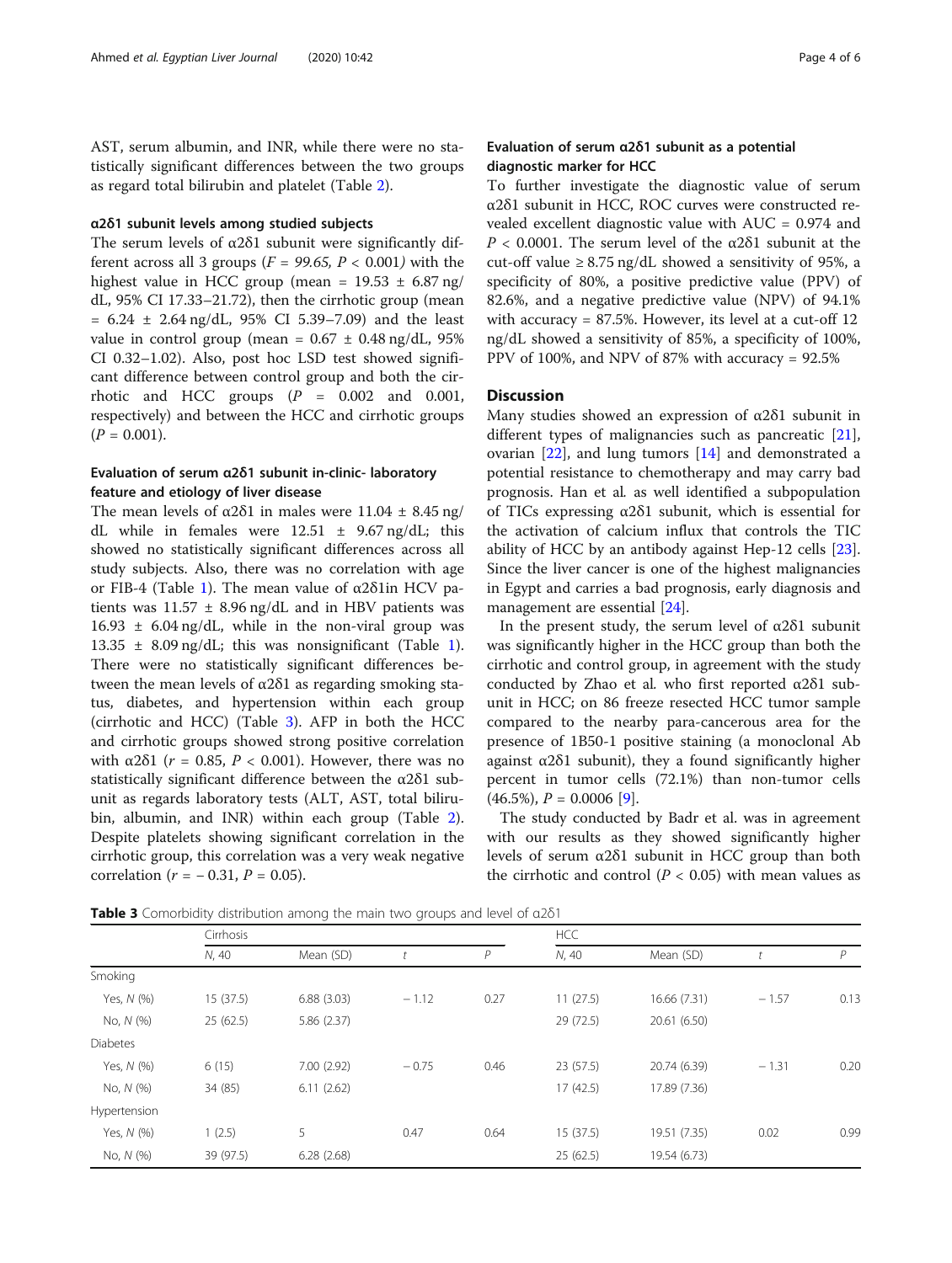AST, serum albumin, and INR, while there were no statistically significant differences between the two groups as regard total bilirubin and platelet (Table 2).

### α2δ1 subunit levels among studied subjects

The serum levels of α2δ1 subunit were significantly different across all 3 groups (*F* = *99.65, P* < 0.001*)* with the highest value in HCC group (mean = 19.53 ± 6.87 ng/dL, 95% CI 17.33–21.72), then the cirrhotic group (mean = 6.24 ± 2.64 ng/dL, 95% CI 5.39–7.09) and the least value in control group (mean = 0.67 ± 0.48 ng/dL, 95% CI 0.32–1.02). Also, post hoc LSD test showed significant difference between control group and both the cirrhotic and HCC groups (*P* = 0.002 and 0.001, respectively) and between the HCC and cirrhotic groups (*P* = 0.001).

### Evaluation of serum α2δ1 subunit in-clinic- laboratory feature and etiology of liver disease

The mean levels of α2δ1 in males were 11.04 ± 8.45 ng/dL while in females were 12.51 ± 9.67 ng/dL; this showed no statistically significant differences across all study subjects. Also, there was no correlation with age or FIB-4 (Table 1). The mean value of α2δ1in HCV patients was 11.57 ± 8.96 ng/dL and in HBV patients was 16.93 ± 6.04 ng/dL, while in the non-viral group was 13.35 ± 8.09 ng/dL; this was nonsignificant (Table 1). There were no statistically significant differences between the mean levels of α2δ1 as regarding smoking status, diabetes, and hypertension within each group (cirrhotic and HCC) (Table 3). AFP in both the HCC and cirrhotic groups showed strong positive correlation with α2δ1 (*r* = 0.85, *P* < 0.001). However, there was no statistically significant difference between the α2δ1 subunit as regards laboratory tests (ALT, AST, total bilirubin, albumin, and INR) within each group (Table 2). Despite platelets showing significant correlation in the cirrhotic group, this correlation was a very weak negative correlation (*r* = − 0.31, *P* = 0.05).

### Evaluation of serum α2δ1 subunit as a potential diagnostic marker for HCC

To further investigate the diagnostic value of serum α2δ1 subunit in HCC, ROC curves were constructed revealed excellent diagnostic value with AUC = 0.974 and *P* < 0.0001. The serum level of the α2δ1 subunit at the cut-off value ≥ 8.75 ng/dL showed a sensitivity of 95%, a specificity of 80%, a positive predictive value (PPV) of 82.6%, and a negative predictive value (NPV) of 94.1% with accuracy = 87.5%. However, its level at a cut-off 12 ng/dL showed a sensitivity of 85%, a specificity of 100%, PPV of 100%, and NPV of 87% with accuracy = 92.5%

## Discussion

Many studies showed an expression of α2δ1 subunit in different types of malignancies such as pancreatic [21], ovarian [22], and lung tumors [14] and demonstrated a potential resistance to chemotherapy and may carry bad prognosis. Han et al. as well identified a subpopulation of TICs expressing α2δ1 subunit, which is essential for the activation of calcium influx that controls the TIC ability of HCC by an antibody against Hep-12 cells [23]. Since the liver cancer is one of the highest malignancies in Egypt and carries a bad prognosis, early diagnosis and management are essential [24].

In the present study, the serum level of α2δ1 subunit was significantly higher in the HCC group than both the cirrhotic and control group, in agreement with the study conducted by Zhao et al. who first reported α2δ1 subunit in HCC; on 86 freeze resected HCC tumor sample compared to the nearby para-cancerous area for the presence of 1B50-1 positive staining (a monoclonal Ab against α2δ1 subunit), they a found significantly higher percent in tumor cells (72.1%) than non-tumor cells (46.5%), *P* = 0.0006 [9].

The study conducted by Badr et al. was in agreement with our results as they showed significantly higher levels of serum α2δ1 subunit in HCC group than both the cirrhotic and control (*P* < 0.05) with mean values as

**Table 3** Comorbidity distribution among the main two groups and level of α2δ1

| | Cirrhosis | | | | HCC | | | |
|---|---|---|---|---|---|---|---|---|
| | *N*, 40 | Mean (SD) | *t* | *P* | *N*, 40 | Mean (SD) | *t* | *P* |
| Smoking | | | | | | | | |
| Yes, *N* (%) | 15 (37.5) | 6.88 (3.03) | − 1.12 | 0.27 | 11 (27.5) | 16.66 (7.31) | − 1.57 | 0.13 |
| No, *N* (%) | 25 (62.5) | 5.86 (2.37) | | | 29 (72.5) | 20.61 (6.50) | | |
| Diabetes | | | | | | | | |
| Yes, *N* (%) | 6 (15) | 7.00 (2.92) | − 0.75 | 0.46 | 23 (57.5) | 20.74 (6.39) | − 1.31 | 0.20 |
| No, *N* (%) | 34 (85) | 6.11 (2.62) | | | 17 (42.5) | 17.89 (7.36) | | |
| Hypertension | | | | | | | | |
| Yes, *N* (%) | 1 (2.5) | 5 | 0.47 | 0.64 | 15 (37.5) | 19.51 (7.35) | 0.02 | 0.99 |
| No, *N* (%) | 39 (97.5) | 6.28 (2.68) | | | 25 (62.5) | 19.54 (6.73) | | |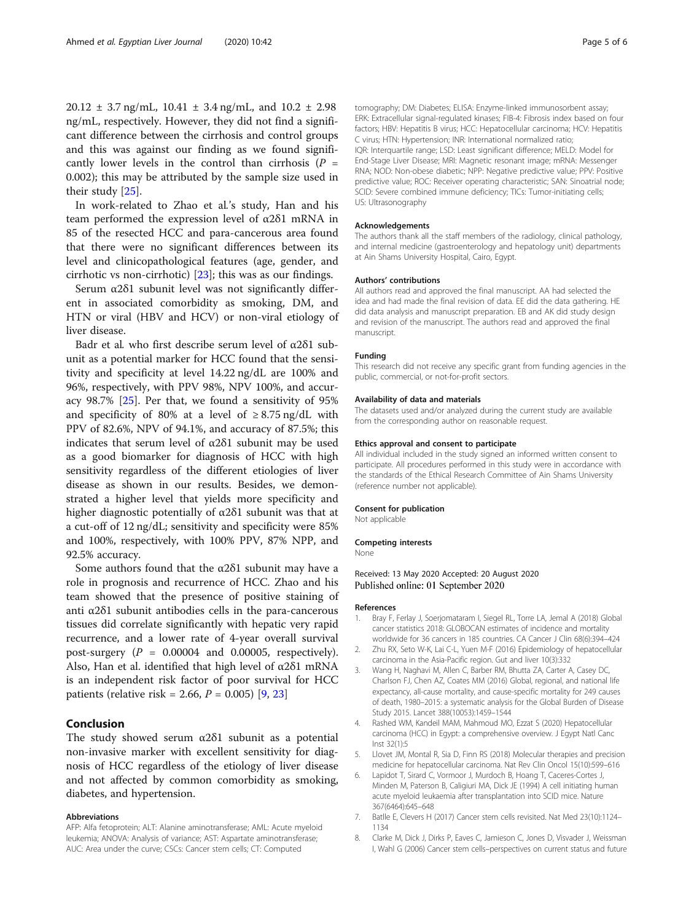20.12 ± 3.7 ng/mL, 10.41 ± 3.4 ng/mL, and 10.2 ± 2.98 ng/mL, respectively. However, they did not find a significant difference between the cirrhosis and control groups and this was against our finding as we found significantly lower levels in the control than cirrhosis ($P$ = 0.002); this may be attributed by the sample size used in their study [25].

In work-related to Zhao et al.'s study, Han and his team performed the expression level of α2δ1 mRNA in 85 of the resected HCC and para-cancerous area found that there were no significant differences between its level and clinicopathological features (age, gender, and cirrhotic vs non-cirrhotic) [23]; this was as our findings.

Serum α2δ1 subunit level was not significantly different in associated comorbidity as smoking, DM, and HTN or viral (HBV and HCV) or non-viral etiology of liver disease.

Badr et al. who first describe serum level of α2δ1 subunit as a potential marker for HCC found that the sensitivity and specificity at level 14.22 ng/dL are 100% and 96%, respectively, with PPV 98%, NPV 100%, and accuracy 98.7% [25]. Per that, we found a sensitivity of 95% and specificity of 80% at a level of ≥ 8.75 ng/dL with PPV of 82.6%, NPV of 94.1%, and accuracy of 87.5%; this indicates that serum level of α2δ1 subunit may be used as a good biomarker for diagnosis of HCC with high sensitivity regardless of the different etiologies of liver disease as shown in our results. Besides, we demonstrated a higher level that yields more specificity and higher diagnostic potentially of α2δ1 subunit was that at a cut-off of 12 ng/dL; sensitivity and specificity were 85% and 100%, respectively, with 100% PPV, 87% NPP, and 92.5% accuracy.

Some authors found that the α2δ1 subunit may have a role in prognosis and recurrence of HCC. Zhao and his team showed that the presence of positive staining of anti α2δ1 subunit antibodies cells in the para-cancerous tissues did correlate significantly with hepatic very rapid recurrence, and a lower rate of 4-year overall survival post-surgery ($P$ = 0.00004 and 0.00005, respectively). Also, Han et al. identified that high level of α2δ1 mRNA is an independent risk factor of poor survival for HCC patients (relative risk = 2.66, $P$ = 0.005) [9, 23]

## Conclusion

The study showed serum α2δ1 subunit as a potential non-invasive marker with excellent sensitivity for diagnosis of HCC regardless of the etiology of liver disease and not affected by common comorbidity as smoking, diabetes, and hypertension.

#### Abbreviations

AFP: Alfa fetoprotein; ALT: Alanine aminotransferase; AML: Acute myeloid leukemia; ANOVA: Analysis of variance; AST: Aspartate aminotransferase; AUC: Area under the curve; CSCs: Cancer stem cells; CT: Computed tomography; DM: Diabetes; ELISA: Enzyme-linked immunosorbent assay; ERK: Extracellular signal-regulated kinases; FIB-4: Fibrosis index based on four factors; HBV: Hepatitis B virus; HCC: Hepatocellular carcinoma; HCV: Hepatitis C virus; HTN: Hypertension; INR: International normalized ratio; IQR: Interquartile range; LSD: Least significant difference; MELD: Model for End-Stage Liver Disease; MRI: Magnetic resonant image; mRNA: Messenger RNA; NOD: Non-obese diabetic; NPP: Negative predictive value; PPV: Positive predictive value; ROC: Receiver operating characteristic; SAN: Sinoatrial node; SCID: Severe combined immune deficiency; TICs: Tumor-initiating cells; US: Ultrasonography

#### Acknowledgements

The authors thank all the staff members of the radiology, clinical pathology, and internal medicine (gastroenterology and hepatology unit) departments at Ain Shams University Hospital, Cairo, Egypt.

#### Authors' contributions

All authors read and approved the final manuscript. AA had selected the idea and had made the final revision of data. EE did the data gathering. HE did data analysis and manuscript preparation. EB and AK did study design and revision of the manuscript. The authors read and approved the final manuscript.

#### Funding

This research did not receive any specific grant from funding agencies in the public, commercial, or not-for-profit sectors.

#### Availability of data and materials

The datasets used and/or analyzed during the current study are available from the corresponding author on reasonable request.

#### Ethics approval and consent to participate

All individual included in the study signed an informed written consent to participate. All procedures performed in this study were in accordance with the standards of the Ethical Research Committee of Ain Shams University (reference number not applicable).

#### Consent for publication

Not applicable

#### Competing interests

None

Received: 13 May 2020 Accepted: 20 August 2020
Published online: 01 September 2020

#### References

1. Bray F, Ferlay J, Soerjomataram I, Siegel RL, Torre LA, Jemal A (2018) Global cancer statistics 2018: GLOBOCAN estimates of incidence and mortality worldwide for 36 cancers in 185 countries. CA Cancer J Clin 68(6):394–424
2. Zhu RX, Seto W-K, Lai C-L, Yuen M-F (2016) Epidemiology of hepatocellular carcinoma in the Asia-Pacific region. Gut and liver 10(3):332
3. Wang H, Naghavi M, Allen C, Barber RM, Bhutta ZA, Carter A, Casey DC, Charlson FJ, Chen AZ, Coates MM (2016) Global, regional, and national life expectancy, all-cause mortality, and cause-specific mortality for 249 causes of death, 1980–2015: a systematic analysis for the Global Burden of Disease Study 2015. Lancet 388(10053):1459–1544
4. Rashed WM, Kandeil MAM, Mahmoud MO, Ezzat S (2020) Hepatocellular carcinoma (HCC) in Egypt: a comprehensive overview. J Egypt Natl Canc Inst 32(1):5
5. Llovet JM, Montal R, Sia D, Finn RS (2018) Molecular therapies and precision medicine for hepatocellular carcinoma. Nat Rev Clin Oncol 15(10):599–616
6. Lapidot T, Sirard C, Vormoor J, Murdoch B, Hoang T, Caceres-Cortes J, Minden M, Paterson B, Caligiuri MA, Dick JE (1994) A cell initiating human acute myeloid leukaemia after transplantation into SCID mice. Nature 367(6464):645–648
7. Batlle E, Clevers H (2017) Cancer stem cells revisited. Nat Med 23(10):1124–1134
8. Clarke M, Dick J, Dirks P, Eaves C, Jamieson C, Jones D, Visvader J, Weissman I, Wahl G (2006) Cancer stem cells–perspectives on current status and future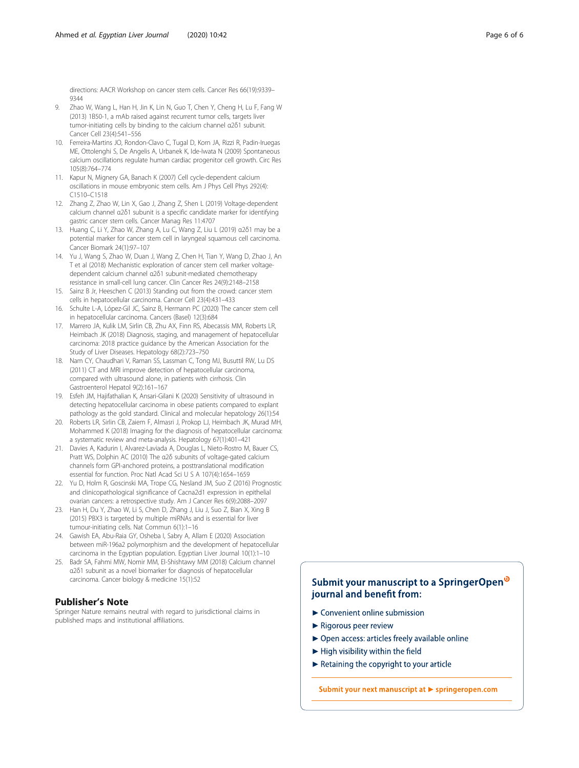directions: AACR Workshop on cancer stem cells. Cancer Res 66(19):9339–9344

9. Zhao W, Wang L, Han H, Jin K, Lin N, Guo T, Chen Y, Cheng H, Lu F, Fang W (2013) 1B50-1, a mAb raised against recurrent tumor cells, targets liver tumor-initiating cells by binding to the calcium channel α2δ1 subunit. Cancer Cell 23(4):541–556
10. Ferreira-Martins JO, Rondon-Clavo C, Tugal D, Korn JA, Rizzi R, Padin-Iruegas ME, Ottolenghi S, De Angelis A, Urbanek K, Ide-Iwata N (2009) Spontaneous calcium oscillations regulate human cardiac progenitor cell growth. Circ Res 105(8):764–774
11. Kapur N, Mignery GA, Banach K (2007) Cell cycle-dependent calcium oscillations in mouse embryonic stem cells. Am J Phys Cell Phys 292(4): C1510–C1518
12. Zhang Z, Zhao W, Lin X, Gao J, Zhang Z, Shen L (2019) Voltage-dependent calcium channel α2δ1 subunit is a specific candidate marker for identifying gastric cancer stem cells. Cancer Manag Res 11:4707
13. Huang C, Li Y, Zhao W, Zhang A, Lu C, Wang Z, Liu L (2019) α2δ1 may be a potential marker for cancer stem cell in laryngeal squamous cell carcinoma. Cancer Biomark 24(1):97–107
14. Yu J, Wang S, Zhao W, Duan J, Wang Z, Chen H, Tian Y, Wang D, Zhao J, An T et al (2018) Mechanistic exploration of cancer stem cell marker voltage-dependent calcium channel α2δ1 subunit-mediated chemotherapy resistance in small-cell lung cancer. Clin Cancer Res 24(9):2148–2158
15. Sainz B Jr, Heeschen C (2013) Standing out from the crowd: cancer stem cells in hepatocellular carcinoma. Cancer Cell 23(4):431–433
16. Schulte L-A, López-Gil JC, Sainz B, Hermann PC (2020) The cancer stem cell in hepatocellular carcinoma. Cancers (Basel) 12(3):684
17. Marrero JA, Kulik LM, Sirlin CB, Zhu AX, Finn RS, Abecassis MM, Roberts LR, Heimbach JK (2018) Diagnosis, staging, and management of hepatocellular carcinoma: 2018 practice guidance by the American Association for the Study of Liver Diseases. Hepatology 68(2):723–750
18. Nam CY, Chaudhari V, Raman SS, Lassman C, Tong MJ, Busuttil RW, Lu DS (2011) CT and MRI improve detection of hepatocellular carcinoma, compared with ultrasound alone, in patients with cirrhosis. Clin Gastroenterol Hepatol 9(2):161–167
19. Esfeh JM, Hajifathalian K, Ansari-Gilani K (2020) Sensitivity of ultrasound in detecting hepatocellular carcinoma in obese patients compared to explant pathology as the gold standard. Clinical and molecular hepatology 26(1):54
20. Roberts LR, Sirlin CB, Zaiem F, Almasri J, Prokop LJ, Heimbach JK, Murad MH, Mohammed K (2018) Imaging for the diagnosis of hepatocellular carcinoma: a systematic review and meta-analysis. Hepatology 67(1):401–421
21. Davies A, Kadurin I, Alvarez-Laviada A, Douglas L, Nieto-Rostro M, Bauer CS, Pratt WS, Dolphin AC (2010) The α2δ subunits of voltage-gated calcium channels form GPI-anchored proteins, a posttranslational modification essential for function. Proc Natl Acad Sci U S A 107(4):1654–1659
22. Yu D, Holm R, Goscinski MA, Trope CG, Nesland JM, Suo Z (2016) Prognostic and clinicopathological significance of Cacna2d1 expression in epithelial ovarian cancers: a retrospective study. Am J Cancer Res 6(9):2088–2097
23. Han H, Du Y, Zhao W, Li S, Chen D, Zhang J, Liu J, Suo Z, Bian X, Xing B (2015) PBX3 is targeted by multiple miRNAs and is essential for liver tumour-initiating cells. Nat Commun 6(1):1–16
24. Gawish EA, Abu-Raia GY, Osheba I, Sabry A, Allam E (2020) Association between miR-196a2 polymorphism and the development of hepatocellular carcinoma in the Egyptian population. Egyptian Liver Journal 10(1):1–10
25. Badr SA, Fahmi MW, Nomir MM, El-Shishtawy MM (2018) Calcium channel α2δ1 subunit as a novel biomarker for diagnosis of hepatocellular carcinoma. Cancer biology & medicine 15(1):52

## Publisher's Note

Springer Nature remains neutral with regard to jurisdictional claims in published maps and institutional affiliations.

**Submit your manuscript to a SpringerOpen journal and benefit from:**

- ► Convenient online submission
- ► Rigorous peer review
- ► Open access: articles freely available online
- ► High visibility within the field
- ► Retaining the copyright to your article

**Submit your next manuscript at ► springeropen.com**